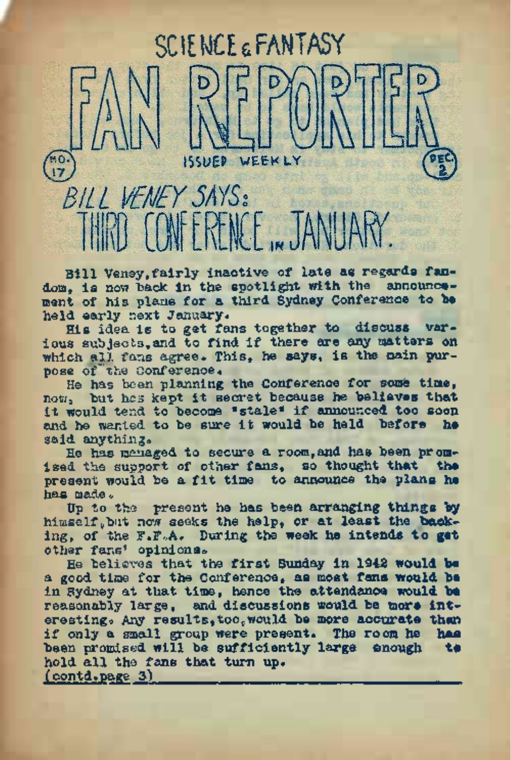SCIENCE & FANTASY

# FAN REPORTER

No. 17 — ISSUED WEEKLY — DEC. 2

## *BILL VENEY SAYS:*
# THIRD CONFERENCE IN JANUARY.

Bill Veney, fairly inactive of late as regards fandom, is now back in the spotlight with the announcement of his plans for a third Sydney Conference to be held early next January.

His idea is to get fans together to discuss various subjects, and to find if there are any matters on which all fans agree. This, he says, is the main purpose of the Conference.

He has been planning the Conference for some time, now, but has kept it secret because he believes that it would tend to become "stale" if announced too soon and he wanted to be sure it would be held before he said anything.

He has managed to secure a room, and has been promised the support of other fans, so thought that the present would be a fit time to announce the plans he has made.

Up to the present he has been arranging things by himself, but now seeks the help, or at least the backing, of the F.F.A. During the week he intends to get other fans' opinions.

He believes that the first Sunday in 1942 would be a good time for the Conference, as most fans would be in Sydney at that time, hence the attendance would be reasonably large, and discussions would be more interesting. Any results, too, would be more accurate than if only a small group were present. The room he has been promised will be sufficiently large enough to hold all the fans that turn up.

(contd. page 3)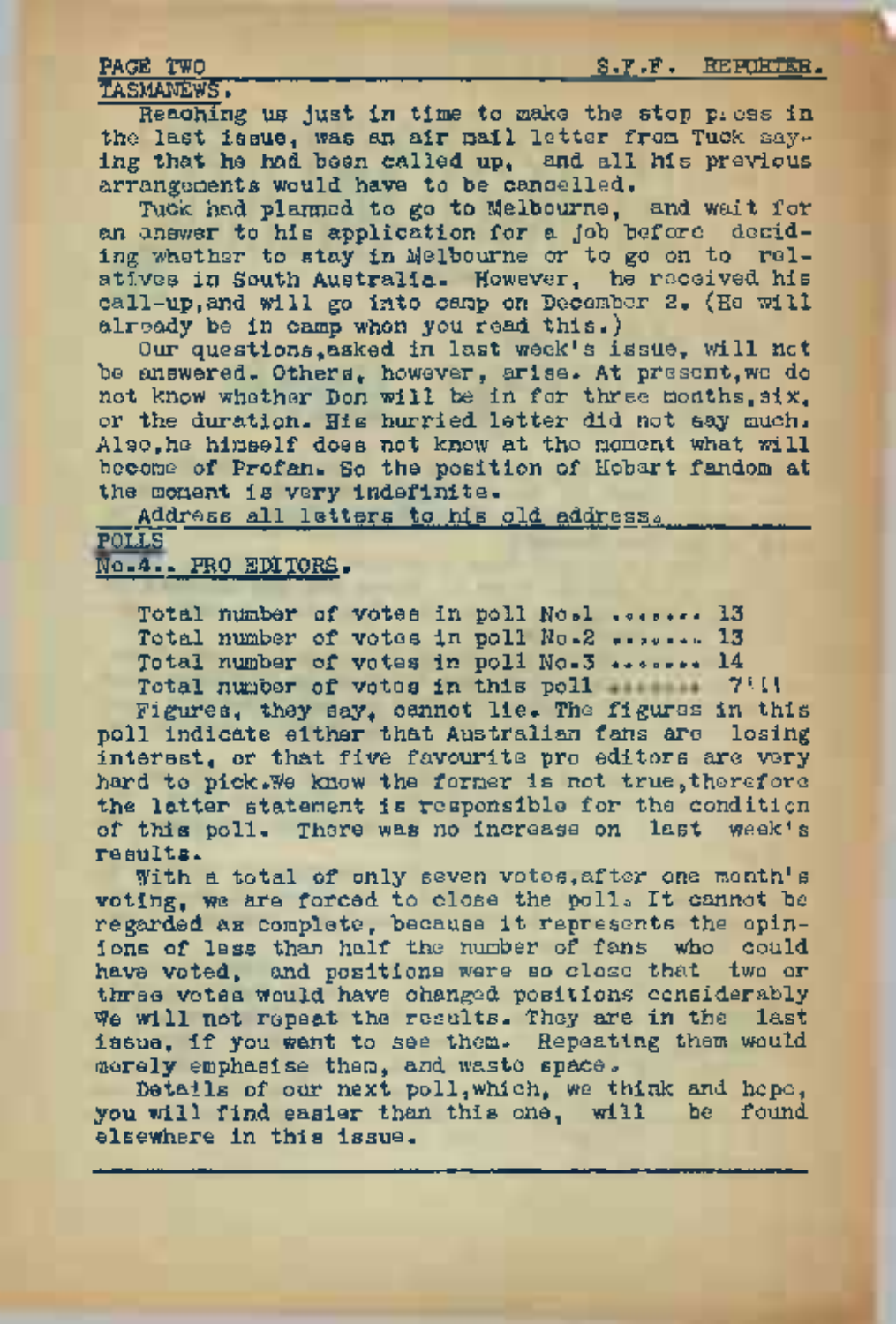## TASMANEWS.

Reaching us just in time to make the stop press in the last issue, was an air mail letter from Tuck saying that he had been called up, and all his previous arrangements would have to be cancelled.

Tuck had planned to go to Melbourne, and wait for an answer to his application for a job before deciding whether to stay in Melbourne or to go on to relatives in South Australia. However, he received his call-up, and will go into camp on December 2. (He will already be in camp when you read this.)

Our questions, asked in last week's issue, will not be answered. Others, however, arise. At present, we do not know whether Don will be in for three months, six, or the duration. His hurried letter did not say much. Also, he himself does not know at the moment what will become of Profan. So the position of Hobart fandom at the moment is very indefinite.

Address all letters to his old address.

## POLLS
## No.4.. PRO EDITORS.

Total number of votes in poll No.1 ........ 13
Total number of votes in poll No.2 ........ 13
Total number of votes in poll No.3 ........ 14
Total number of votes in this poll ........ 7!!!

Figures, they say, cannot lie. The figures in this poll indicate either that Australian fans are losing interest, or that five favourite pro editors are very hard to pick. We know the former is not true, therefore the latter statement is responsible for the condition of this poll. There was no increase on last week's results.

With a total of only seven votes, after one month's voting, we are forced to close the poll. It cannot be regarded as complete, because it represents the opinions of less than half the number of fans who could have voted, and positions were so close that two or three votes would have changed positions considerably. We will not repeat the results. They are in the last issue, if you want to see them. Repeating them would merely emphasise them, and waste space.

Details of our next poll, which, we think and hope, you will find easier than this one, will be found elsewhere in this issue.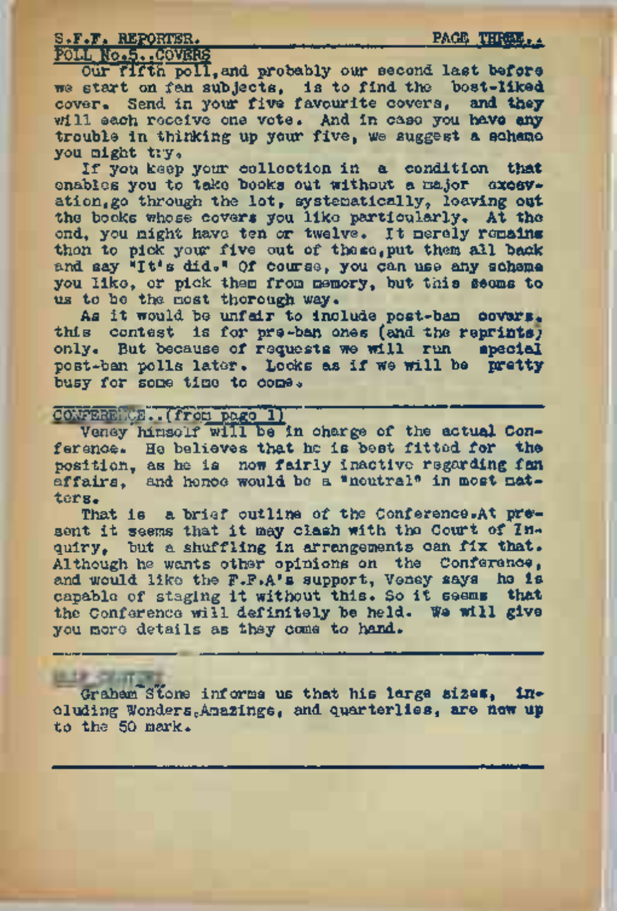## POLL No.5..COVERS

Our fifth poll, and probably our second last before we start on fan subjects, is to find the best-liked cover. Send in your five favourite covers, and they will each receive one vote. And in case you have any trouble in thinking up your five, we suggest a scheme you might try.

If you keep your collection in a condition that enables you to take books out without a major excavation, go through the lot, systematically, leaving out the books whose covers you like particularly. At the end, you might have ten or twelve. It merely remains then to pick your five out of these, put them all back and say "It's did." Of course, you can use any scheme you like, or pick them from memory, but this seems to us to be the most thorough way.

As it would be unfair to include post-ban covers, this contest is for pre-ban ones (and the reprints) only. But because of requests we will run special post-ban polls later. Looks as if we will be pretty busy for some time to come.

## CONFERENCE..(from page 1)

Veney himself will be in charge of the actual Conference. He believes that he is best fitted for the position, as he is now fairly inactive regarding fan affairs, and hence would be a "neutral" in most matters.

That is a brief outline of the Conference. At present it seems that it may clash with the Court of Inquiry, but a shuffling in arrangements can fix that. Although he wants other opinions on the Conference, and would like the F.F.A's support, Veney says he is capable of staging it without this. So it seems that the Conference will definitely be held. We will give you more details as they come to hand.

## [illegible]

Graham Stone informs us that his large sizes, including Wonders, Amazings, and quarterlies, are now up to the 50 mark.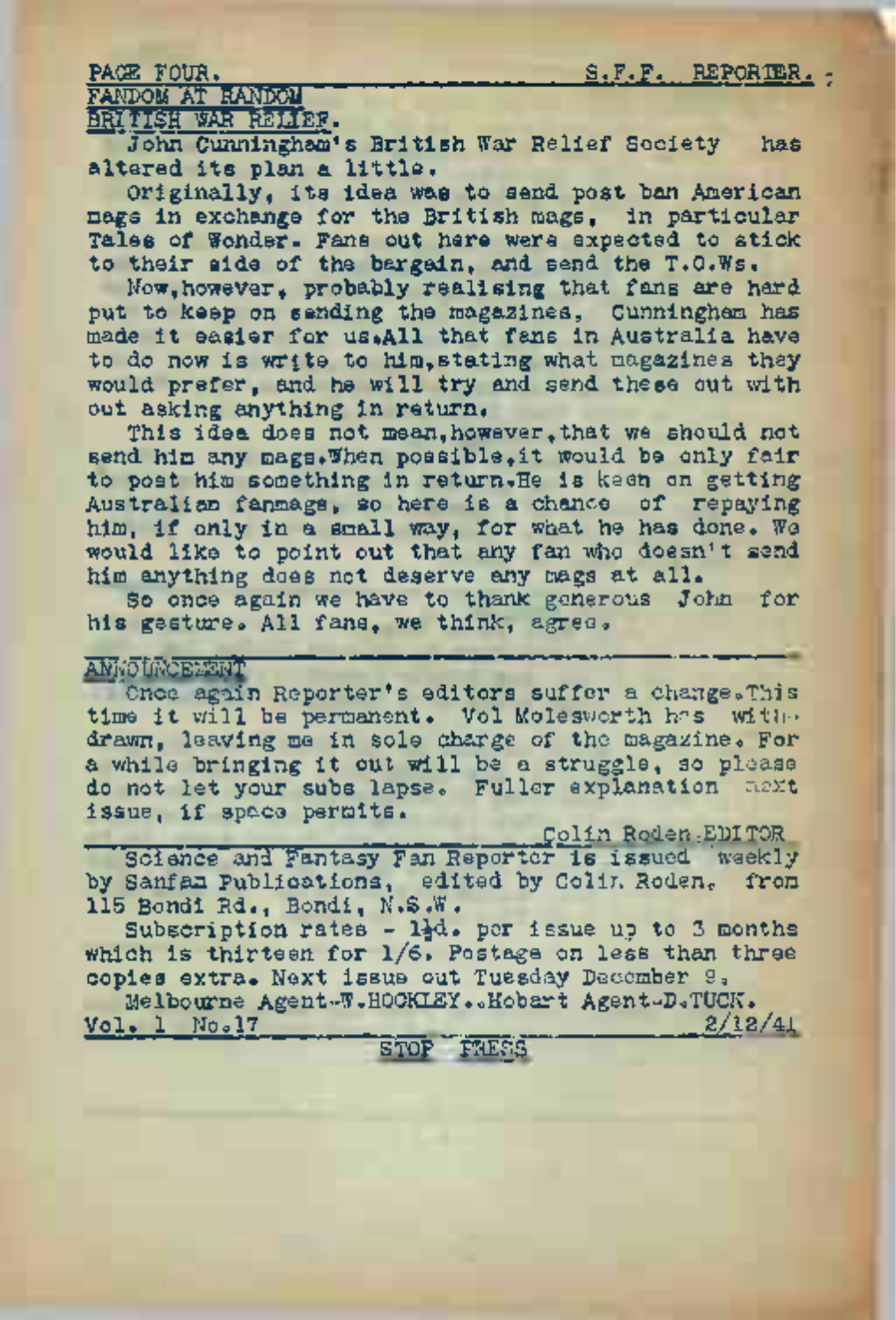## FANDOM AT RANDOM

### BRITISH WAR RELIEF.

John Cunningham's British War Relief Society has altered its plan a little.

Originally, its idea was to send post ban American mags in exchange for the British mags, in particular Tales of Wonder. Fans out here were expected to stick to their side of the bargain, and send the T.O.Ws.

Now, however, probably realising that fans are hard put to keep on sending the magazines, Cunningham has made it easier for us. All that fans in Australia have to do now is write to him, stating what magazines they would prefer, and he will try and send these out with out asking anything in return.

This idea does not mean, however, that we should not send him any mags. When possible, it would be only fair to post him something in return. He is keen on getting Australian fanmags, so here is a chance of repaying him, if only in a small way, for what he has done. We would like to point out that any fan who doesn't send him anything does not deserve any mags at all.

So once again we have to thank generous John for his gesture. All fans, we think, agree.

### ANNOUNCEMENT

Once again Reporter's editors suffer a change. This time it will be permanent. Vol Molesworth has withdrawn, leaving me in sole charge of the magazine. For a while bringing it out will be a struggle, so please do not let your subs lapse. Fuller explanation next issue, if space permits.

Colin Roden EDITOR

Science and Fantasy Fan Reporter is issued weekly by Sanfan Publications, edited by Colin Roden, from 115 Bondi Rd., Bondi, N.S.W.

Subscription rates - 1½d. per issue up to 3 months which is thirteen for 1/6. Postage on less than three copies extra. Next issue out Tuesday December 9.

Melbourne Agent - W.HOCKLEY. Hobart Agent - D.TUCK.

Vol. 1 No. 17 2/12/41

STOP PRESS